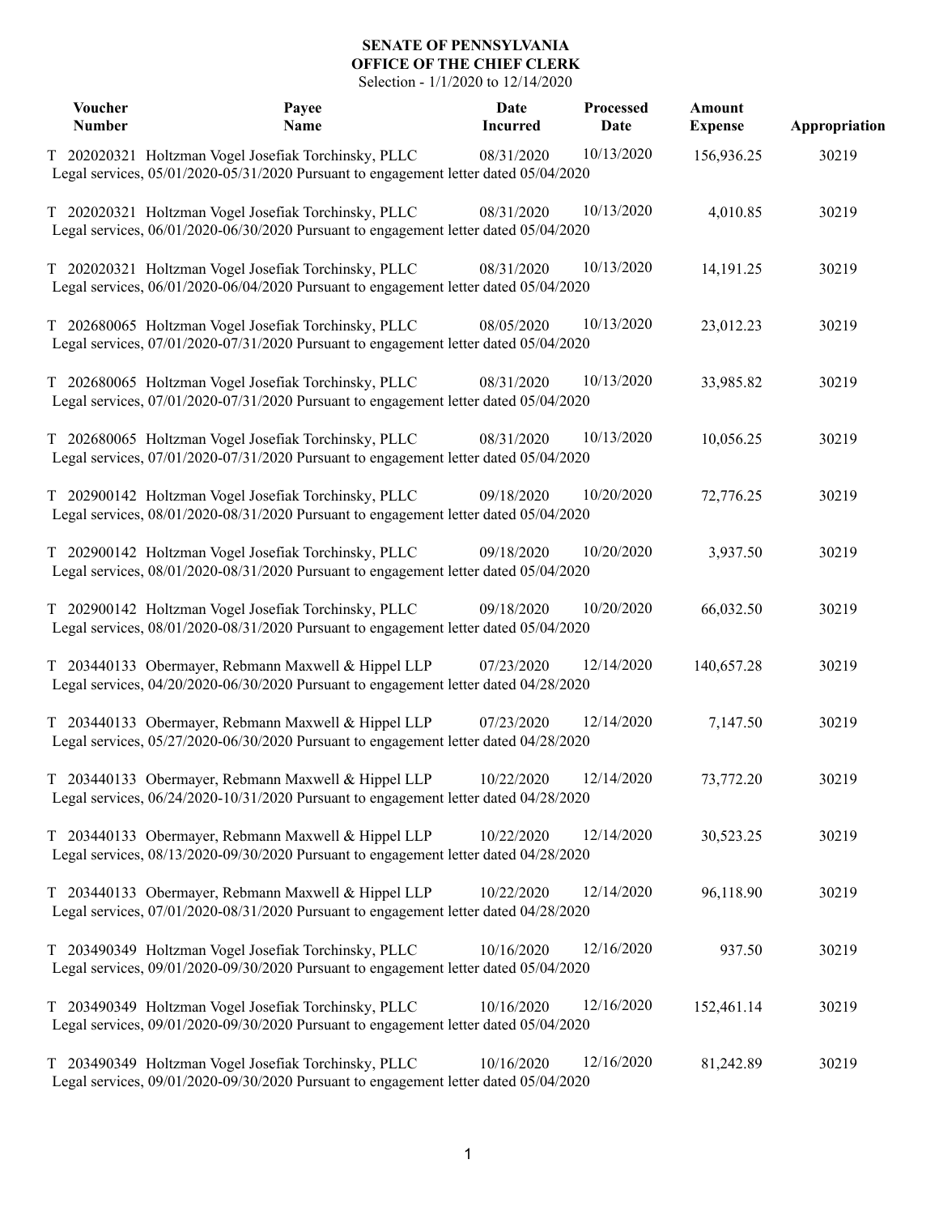**SENATE OF PENNSYLVANIA**
**OFFICE OF THE CHIEF CLERK**
Selection - 1/1/2020 to 12/14/2020

| Voucher Number | Payee Name | Date Incurred | Processed Date | Amount Expense | Appropriation |
|---|---|---|---|---|---|
| T 202020321 | Holtzman Vogel Josefiak Torchinsky, PLLC<br>Legal services, 05/01/2020-05/31/2020 Pursuant to engagement letter dated 05/04/2020 | 08/31/2020 | 10/13/2020 | 156,936.25 | 30219 |
| T 202020321 | Holtzman Vogel Josefiak Torchinsky, PLLC<br>Legal services, 06/01/2020-06/30/2020 Pursuant to engagement letter dated 05/04/2020 | 08/31/2020 | 10/13/2020 | 4,010.85 | 30219 |
| T 202020321 | Holtzman Vogel Josefiak Torchinsky, PLLC<br>Legal services, 06/01/2020-06/04/2020 Pursuant to engagement letter dated 05/04/2020 | 08/31/2020 | 10/13/2020 | 14,191.25 | 30219 |
| T 202680065 | Holtzman Vogel Josefiak Torchinsky, PLLC<br>Legal services, 07/01/2020-07/31/2020 Pursuant to engagement letter dated 05/04/2020 | 08/05/2020 | 10/13/2020 | 23,012.23 | 30219 |
| T 202680065 | Holtzman Vogel Josefiak Torchinsky, PLLC<br>Legal services, 07/01/2020-07/31/2020 Pursuant to engagement letter dated 05/04/2020 | 08/31/2020 | 10/13/2020 | 33,985.82 | 30219 |
| T 202680065 | Holtzman Vogel Josefiak Torchinsky, PLLC<br>Legal services, 07/01/2020-07/31/2020 Pursuant to engagement letter dated 05/04/2020 | 08/31/2020 | 10/13/2020 | 10,056.25 | 30219 |
| T 202900142 | Holtzman Vogel Josefiak Torchinsky, PLLC<br>Legal services, 08/01/2020-08/31/2020 Pursuant to engagement letter dated 05/04/2020 | 09/18/2020 | 10/20/2020 | 72,776.25 | 30219 |
| T 202900142 | Holtzman Vogel Josefiak Torchinsky, PLLC<br>Legal services, 08/01/2020-08/31/2020 Pursuant to engagement letter dated 05/04/2020 | 09/18/2020 | 10/20/2020 | 3,937.50 | 30219 |
| T 202900142 | Holtzman Vogel Josefiak Torchinsky, PLLC<br>Legal services, 08/01/2020-08/31/2020 Pursuant to engagement letter dated 05/04/2020 | 09/18/2020 | 10/20/2020 | 66,032.50 | 30219 |
| T 203440133 | Obermayer, Rebmann Maxwell & Hippel LLP<br>Legal services, 04/20/2020-06/30/2020 Pursuant to engagement letter dated 04/28/2020 | 07/23/2020 | 12/14/2020 | 140,657.28 | 30219 |
| T 203440133 | Obermayer, Rebmann Maxwell & Hippel LLP<br>Legal services, 05/27/2020-06/30/2020 Pursuant to engagement letter dated 04/28/2020 | 07/23/2020 | 12/14/2020 | 7,147.50 | 30219 |
| T 203440133 | Obermayer, Rebmann Maxwell & Hippel LLP<br>Legal services, 06/24/2020-10/31/2020 Pursuant to engagement letter dated 04/28/2020 | 10/22/2020 | 12/14/2020 | 73,772.20 | 30219 |
| T 203440133 | Obermayer, Rebmann Maxwell & Hippel LLP<br>Legal services, 08/13/2020-09/30/2020 Pursuant to engagement letter dated 04/28/2020 | 10/22/2020 | 12/14/2020 | 30,523.25 | 30219 |
| T 203440133 | Obermayer, Rebmann Maxwell & Hippel LLP<br>Legal services, 07/01/2020-08/31/2020 Pursuant to engagement letter dated 04/28/2020 | 10/22/2020 | 12/14/2020 | 96,118.90 | 30219 |
| T 203490349 | Holtzman Vogel Josefiak Torchinsky, PLLC<br>Legal services, 09/01/2020-09/30/2020 Pursuant to engagement letter dated 05/04/2020 | 10/16/2020 | 12/16/2020 | 937.50 | 30219 |
| T 203490349 | Holtzman Vogel Josefiak Torchinsky, PLLC<br>Legal services, 09/01/2020-09/30/2020 Pursuant to engagement letter dated 05/04/2020 | 10/16/2020 | 12/16/2020 | 152,461.14 | 30219 |
| T 203490349 | Holtzman Vogel Josefiak Torchinsky, PLLC<br>Legal services, 09/01/2020-09/30/2020 Pursuant to engagement letter dated 05/04/2020 | 10/16/2020 | 12/16/2020 | 81,242.89 | 30219 |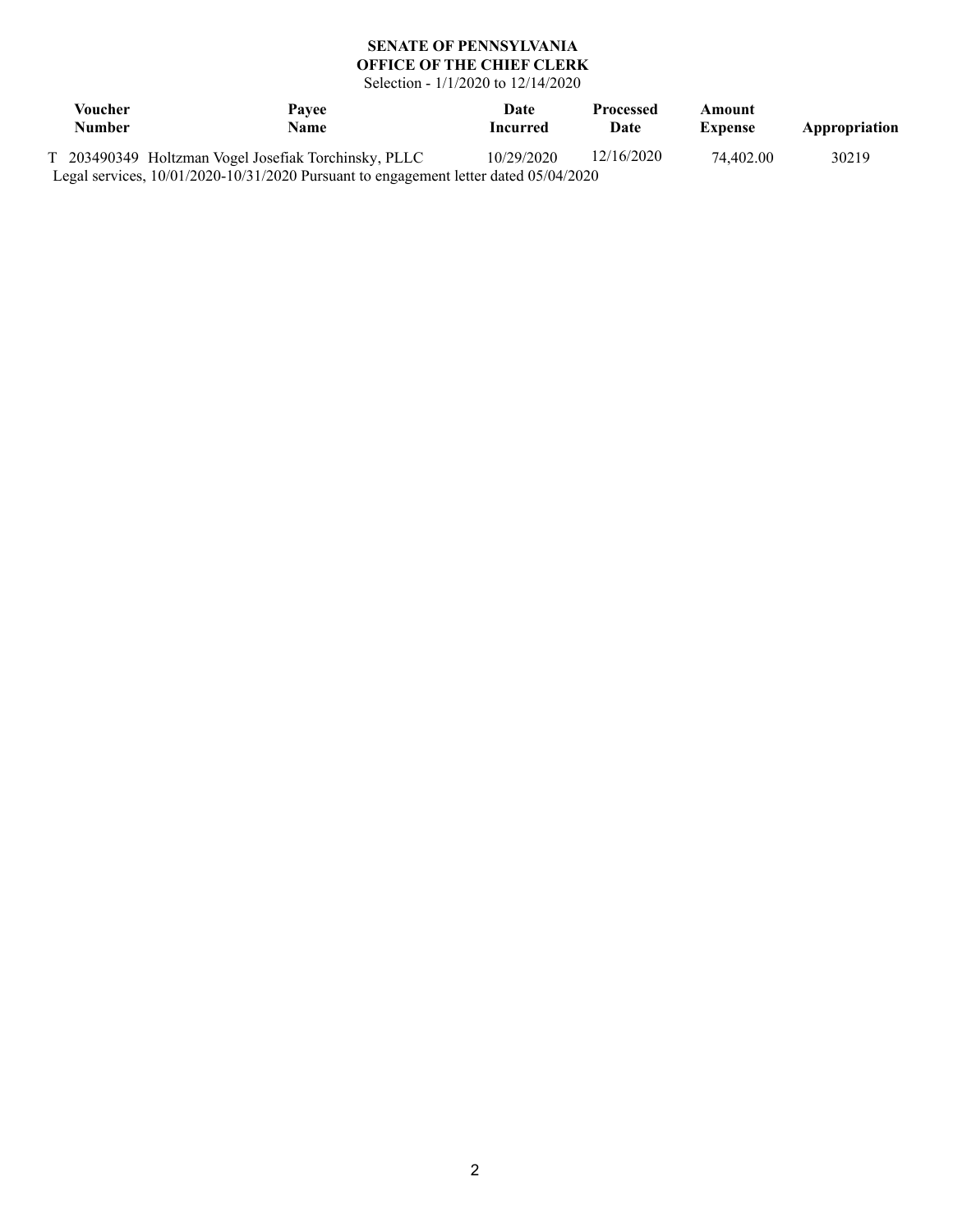**SENATE OF PENNSYLVANIA**
**OFFICE OF THE CHIEF CLERK**
Selection - 1/1/2020 to 12/14/2020

| Voucher Number | Payee Name | Date Incurred | Processed Date | Amount Expense | Appropriation |
|---|---|---|---|---|---|
| T 203490349 | Holtzman Vogel Josefiak Torchinsky, PLLC | 10/29/2020 | 12/16/2020 | 74,402.00 | 30219 |
| Legal services, 10/01/2020-10/31/2020 Pursuant to engagement letter dated 05/04/2020 | | | | | |